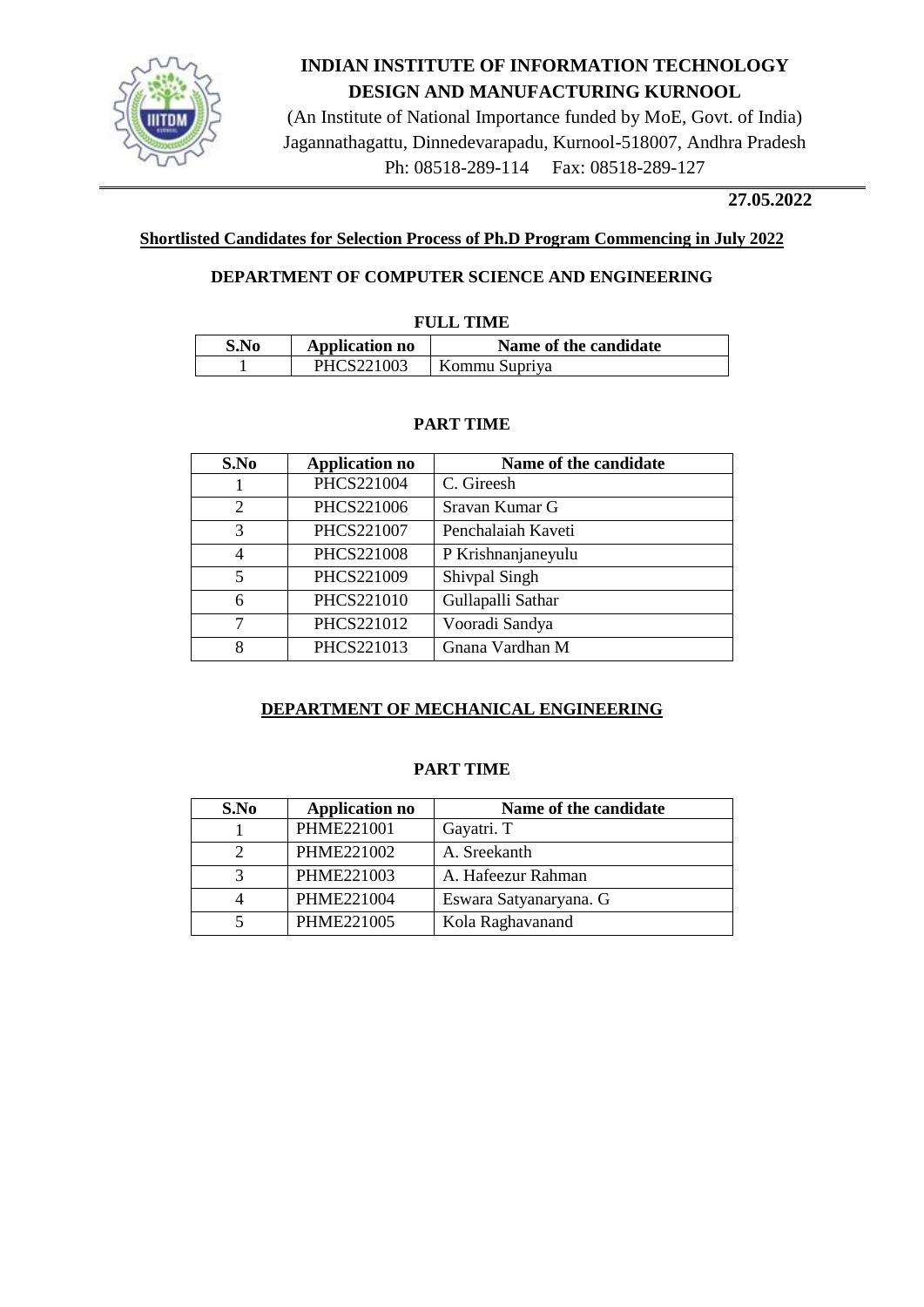# INDIAN INSTITUTE OF INFORMATION TECHNOLOGY DESIGN AND MANUFACTURING KURNOOL

(An Institute of National Importance funded by MoE, Govt. of India)
Jagannathagattu, Dinnedevarapadu, Kurnool-518007, Andhra Pradesh
Ph: 08518-289-114 Fax: 08518-289-127

**27.05.2022**

## Shortlisted Candidates for Selection Process of Ph.D Program Commencing in July 2022

### DEPARTMENT OF COMPUTER SCIENCE AND ENGINEERING

**FULL TIME**

| S.No | Application no | Name of the candidate |
|---|---|---|
| 1 | PHCS221003 | Kommu Supriya |

**PART TIME**

| S.No | Application no | Name of the candidate |
|---|---|---|
| 1 | PHCS221004 | C. Gireesh |
| 2 | PHCS221006 | Sravan Kumar G |
| 3 | PHCS221007 | Penchalaiah Kaveti |
| 4 | PHCS221008 | P Krishnanjaneyulu |
| 5 | PHCS221009 | Shivpal Singh |
| 6 | PHCS221010 | Gullapalli Sathar |
| 7 | PHCS221012 | Vooradi Sandya |
| 8 | PHCS221013 | Gnana Vardhan M |

### DEPARTMENT OF MECHANICAL ENGINEERING

**PART TIME**

| S.No | Application no | Name of the candidate |
|---|---|---|
| 1 | PHME221001 | Gayatri. T |
| 2 | PHME221002 | A. Sreekanth |
| 3 | PHME221003 | A. Hafeezur Rahman |
| 4 | PHME221004 | Eswara Satyanaryana. G |
| 5 | PHME221005 | Kola Raghavanand |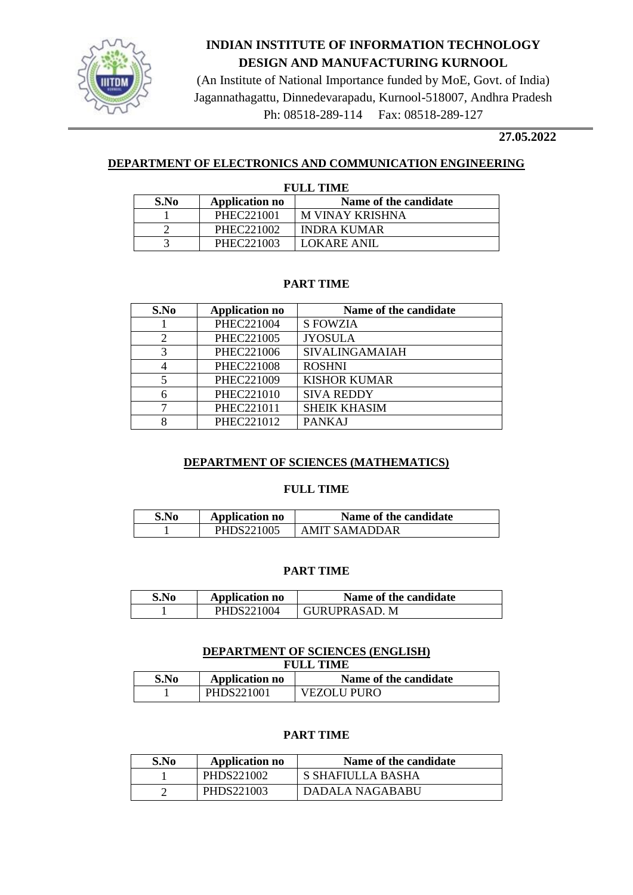# INDIAN INSTITUTE OF INFORMATION TECHNOLOGY DESIGN AND MANUFACTURING KURNOOL

(An Institute of National Importance funded by MoE, Govt. of India)
Jagannathagattu, Dinnedevarapadu, Kurnool-518007, Andhra Pradesh
Ph: 08518-289-114 Fax: 08518-289-127

**27.05.2022**

## DEPARTMENT OF ELECTRONICS AND COMMUNICATION ENGINEERING

### FULL TIME

| S.No | Application no | Name of the candidate |
|---|---|---|
| 1 | PHEC221001 | M VINAY KRISHNA |
| 2 | PHEC221002 | INDRA KUMAR |
| 3 | PHEC221003 | LOKARE ANIL |

### PART TIME

| S.No | Application no | Name of the candidate |
|---|---|---|
| 1 | PHEC221004 | S FOWZIA |
| 2 | PHEC221005 | JYOSULA |
| 3 | PHEC221006 | SIVALINGAMAIAH |
| 4 | PHEC221008 | ROSHNI |
| 5 | PHEC221009 | KISHOR KUMAR |
| 6 | PHEC221010 | SIVA REDDY |
| 7 | PHEC221011 | SHEIK KHASIM |
| 8 | PHEC221012 | PANKAJ |

## DEPARTMENT OF SCIENCES (MATHEMATICS)

### FULL TIME

| S.No | Application no | Name of the candidate |
|---|---|---|
| 1 | PHDS221005 | AMIT SAMADDAR |

### PART TIME

| S.No | Application no | Name of the candidate |
|---|---|---|
| 1 | PHDS221004 | GURUPRASAD. M |

## DEPARTMENT OF SCIENCES (ENGLISH)

### FULL TIME

| S.No | Application no | Name of the candidate |
|---|---|---|
| 1 | PHDS221001 | VEZOLU PURO |

### PART TIME

| S.No | Application no | Name of the candidate |
|---|---|---|
| 1 | PHDS221002 | S SHAFIULLA BASHA |
| 2 | PHDS221003 | DADALA NAGABABU |